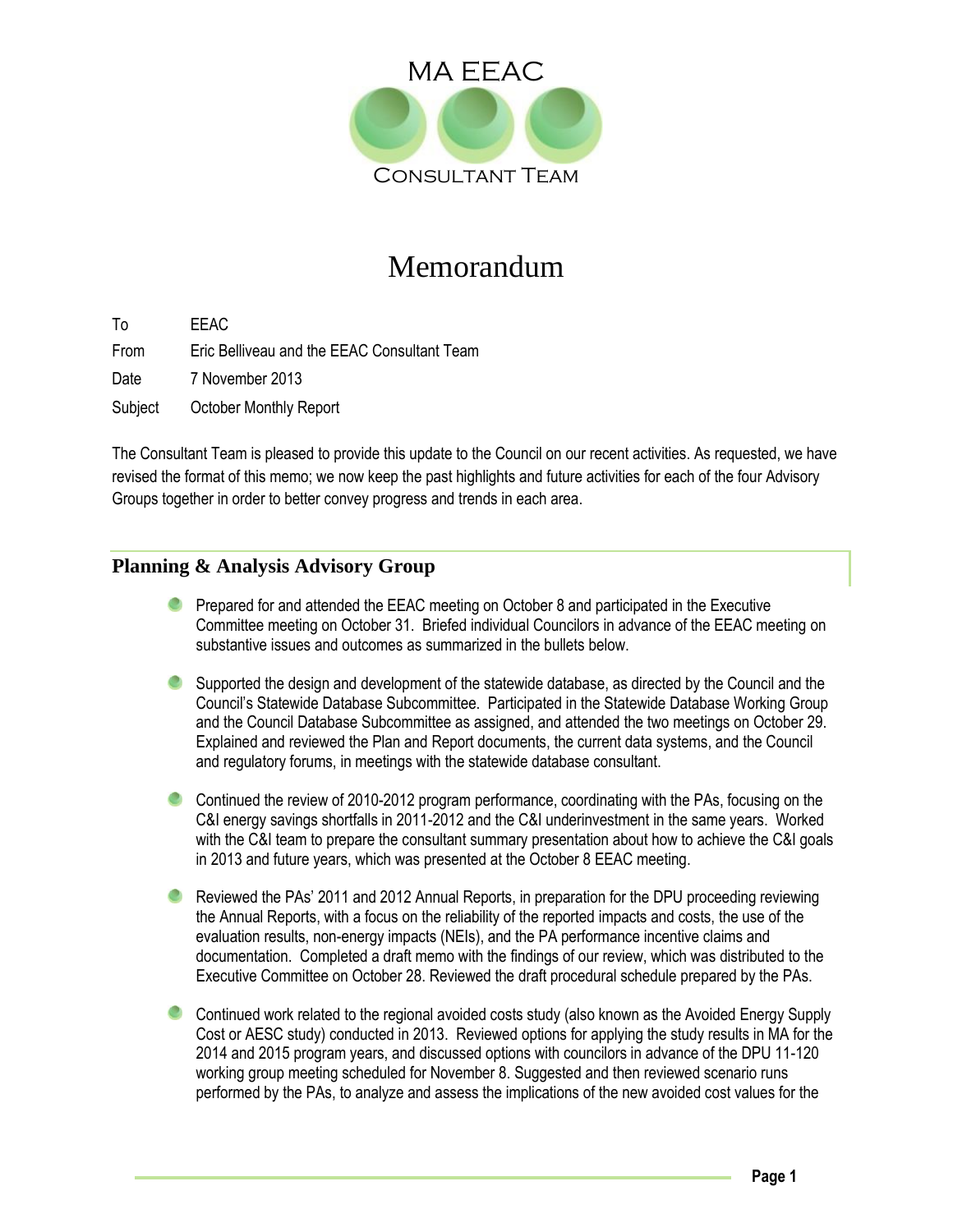MA EEAC

CONSULTANT TEAM

# Memorandum

To EEAC

From Eric Belliveau and the EEAC Consultant Team

Date 7 November 2013

Subject October Monthly Report

The Consultant Team is pleased to provide this update to the Council on our recent activities. As requested, we have revised the format of this memo; we now keep the past highlights and future activities for each of the four Advisory Groups together in order to better convey progress and trends in each area.

## Planning & Analysis Advisory Group

- Prepared for and attended the EEAC meeting on October 8 and participated in the Executive Committee meeting on October 31. Briefed individual Councilors in advance of the EEAC meeting on substantive issues and outcomes as summarized in the bullets below.
- Supported the design and development of the statewide database, as directed by the Council and the Council's Statewide Database Subcommittee. Participated in the Statewide Database Working Group and the Council Database Subcommittee as assigned, and attended the two meetings on October 29. Explained and reviewed the Plan and Report documents, the current data systems, and the Council and regulatory forums, in meetings with the statewide database consultant.
- Continued the review of 2010-2012 program performance, coordinating with the PAs, focusing on the C&I energy savings shortfalls in 2011-2012 and the C&I underinvestment in the same years. Worked with the C&I team to prepare the consultant summary presentation about how to achieve the C&I goals in 2013 and future years, which was presented at the October 8 EEAC meeting.
- Reviewed the PAs' 2011 and 2012 Annual Reports, in preparation for the DPU proceeding reviewing the Annual Reports, with a focus on the reliability of the reported impacts and costs, the use of the evaluation results, non-energy impacts (NEIs), and the PA performance incentive claims and documentation. Completed a draft memo with the findings of our review, which was distributed to the Executive Committee on October 28. Reviewed the draft procedural schedule prepared by the PAs.
- Continued work related to the regional avoided costs study (also known as the Avoided Energy Supply Cost or AESC study) conducted in 2013. Reviewed options for applying the study results in MA for the 2014 and 2015 program years, and discussed options with councilors in advance of the DPU 11-120 working group meeting scheduled for November 8. Suggested and then reviewed scenario runs performed by the PAs, to analyze and assess the implications of the new avoided cost values for the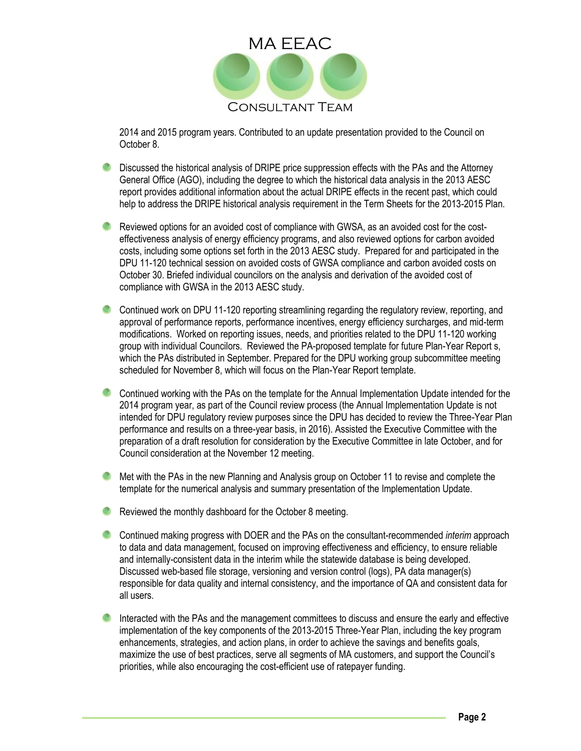2014 and 2015 program years. Contributed to an update presentation provided to the Council on October 8.

- Discussed the historical analysis of DRIPE price suppression effects with the PAs and the Attorney General Office (AGO), including the degree to which the historical data analysis in the 2013 AESC report provides additional information about the actual DRIPE effects in the recent past, which could help to address the DRIPE historical analysis requirement in the Term Sheets for the 2013-2015 Plan.

- Reviewed options for an avoided cost of compliance with GWSA, as an avoided cost for the cost-effectiveness analysis of energy efficiency programs, and also reviewed options for carbon avoided costs, including some options set forth in the 2013 AESC study. Prepared for and participated in the DPU 11-120 technical session on avoided costs of GWSA compliance and carbon avoided costs on October 30. Briefed individual councilors on the analysis and derivation of the avoided cost of compliance with GWSA in the 2013 AESC study.

- Continued work on DPU 11-120 reporting streamlining regarding the regulatory review, reporting, and approval of performance reports, performance incentives, energy efficiency surcharges, and mid-term modifications. Worked on reporting issues, needs, and priorities related to the DPU 11-120 working group with individual Councilors. Reviewed the PA-proposed template for future Plan-Year Report s, which the PAs distributed in September. Prepared for the DPU working group subcommittee meeting scheduled for November 8, which will focus on the Plan-Year Report template.

- Continued working with the PAs on the template for the Annual Implementation Update intended for the 2014 program year, as part of the Council review process (the Annual Implementation Update is not intended for DPU regulatory review purposes since the DPU has decided to review the Three-Year Plan performance and results on a three-year basis, in 2016). Assisted the Executive Committee with the preparation of a draft resolution for consideration by the Executive Committee in late October, and for Council consideration at the November 12 meeting.

- Met with the PAs in the new Planning and Analysis group on October 11 to revise and complete the template for the numerical analysis and summary presentation of the Implementation Update.

- Reviewed the monthly dashboard for the October 8 meeting.

- Continued making progress with DOER and the PAs on the consultant-recommended *interim* approach to data and data management, focused on improving effectiveness and efficiency, to ensure reliable and internally-consistent data in the interim while the statewide database is being developed. Discussed web-based file storage, versioning and version control (logs), PA data manager(s) responsible for data quality and internal consistency, and the importance of QA and consistent data for all users.

- Interacted with the PAs and the management committees to discuss and ensure the early and effective implementation of the key components of the 2013-2015 Three-Year Plan, including the key program enhancements, strategies, and action plans, in order to achieve the savings and benefits goals, maximize the use of best practices, serve all segments of MA customers, and support the Council's priorities, while also encouraging the cost-efficient use of ratepayer funding.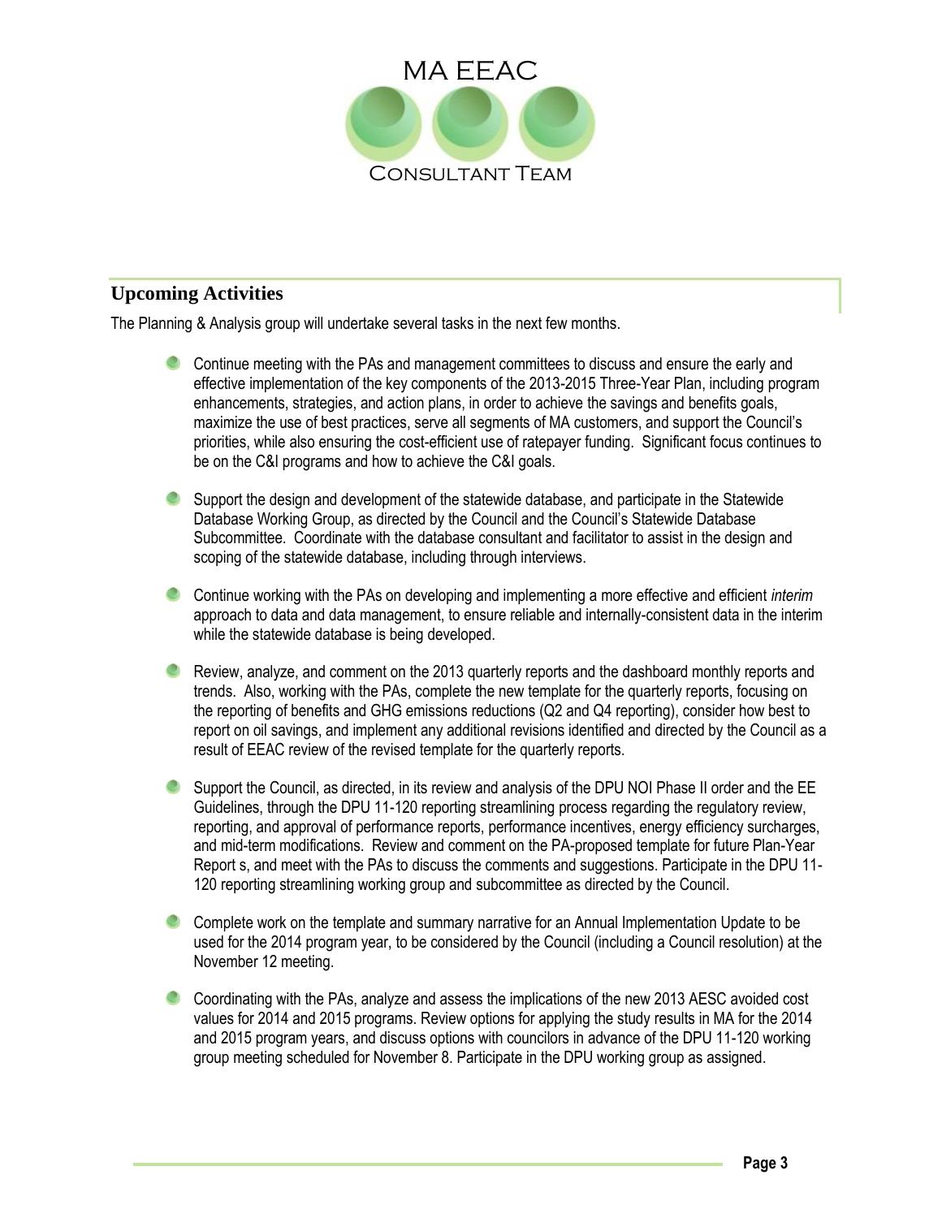## Upcoming Activities

The Planning & Analysis group will undertake several tasks in the next few months.

- Continue meeting with the PAs and management committees to discuss and ensure the early and effective implementation of the key components of the 2013-2015 Three-Year Plan, including program enhancements, strategies, and action plans, in order to achieve the savings and benefits goals, maximize the use of best practices, serve all segments of MA customers, and support the Council's priorities, while also ensuring the cost-efficient use of ratepayer funding. Significant focus continues to be on the C&I programs and how to achieve the C&I goals.
- Support the design and development of the statewide database, and participate in the Statewide Database Working Group, as directed by the Council and the Council's Statewide Database Subcommittee. Coordinate with the database consultant and facilitator to assist in the design and scoping of the statewide database, including through interviews.
- Continue working with the PAs on developing and implementing a more effective and efficient *interim* approach to data and data management, to ensure reliable and internally-consistent data in the interim while the statewide database is being developed.
- Review, analyze, and comment on the 2013 quarterly reports and the dashboard monthly reports and trends. Also, working with the PAs, complete the new template for the quarterly reports, focusing on the reporting of benefits and GHG emissions reductions (Q2 and Q4 reporting), consider how best to report on oil savings, and implement any additional revisions identified and directed by the Council as a result of EEAC review of the revised template for the quarterly reports.
- Support the Council, as directed, in its review and analysis of the DPU NOI Phase II order and the EE Guidelines, through the DPU 11-120 reporting streamlining process regarding the regulatory review, reporting, and approval of performance reports, performance incentives, energy efficiency surcharges, and mid-term modifications. Review and comment on the PA-proposed template for future Plan-Year Report s, and meet with the PAs to discuss the comments and suggestions. Participate in the DPU 11-120 reporting streamlining working group and subcommittee as directed by the Council.
- Complete work on the template and summary narrative for an Annual Implementation Update to be used for the 2014 program year, to be considered by the Council (including a Council resolution) at the November 12 meeting.
- Coordinating with the PAs, analyze and assess the implications of the new 2013 AESC avoided cost values for 2014 and 2015 programs. Review options for applying the study results in MA for the 2014 and 2015 program years, and discuss options with councilors in advance of the DPU 11-120 working group meeting scheduled for November 8. Participate in the DPU working group as assigned.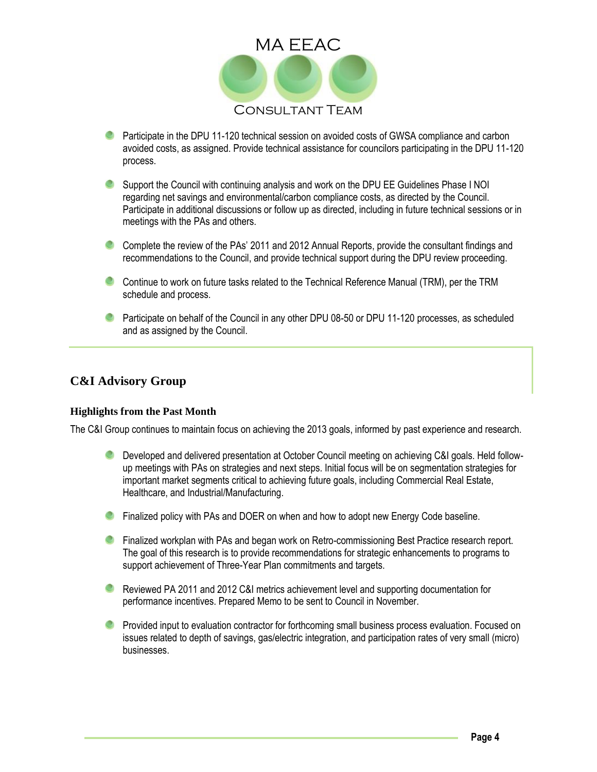- Participate in the DPU 11-120 technical session on avoided costs of GWSA compliance and carbon avoided costs, as assigned. Provide technical assistance for councilors participating in the DPU 11-120 process.
- Support the Council with continuing analysis and work on the DPU EE Guidelines Phase I NOI regarding net savings and environmental/carbon compliance costs, as directed by the Council. Participate in additional discussions or follow up as directed, including in future technical sessions or in meetings with the PAs and others.
- Complete the review of the PAs' 2011 and 2012 Annual Reports, provide the consultant findings and recommendations to the Council, and provide technical support during the DPU review proceeding.
- Continue to work on future tasks related to the Technical Reference Manual (TRM), per the TRM schedule and process.
- Participate on behalf of the Council in any other DPU 08-50 or DPU 11-120 processes, as scheduled and as assigned by the Council.

## C&I Advisory Group

### Highlights from the Past Month

The C&I Group continues to maintain focus on achieving the 2013 goals, informed by past experience and research.

- Developed and delivered presentation at October Council meeting on achieving C&I goals. Held follow-up meetings with PAs on strategies and next steps. Initial focus will be on segmentation strategies for important market segments critical to achieving future goals, including Commercial Real Estate, Healthcare, and Industrial/Manufacturing.
- Finalized policy with PAs and DOER on when and how to adopt new Energy Code baseline.
- Finalized workplan with PAs and began work on Retro-commissioning Best Practice research report. The goal of this research is to provide recommendations for strategic enhancements to programs to support achievement of Three-Year Plan commitments and targets.
- Reviewed PA 2011 and 2012 C&I metrics achievement level and supporting documentation for performance incentives. Prepared Memo to be sent to Council in November.
- Provided input to evaluation contractor for forthcoming small business process evaluation. Focused on issues related to depth of savings, gas/electric integration, and participation rates of very small (micro) businesses.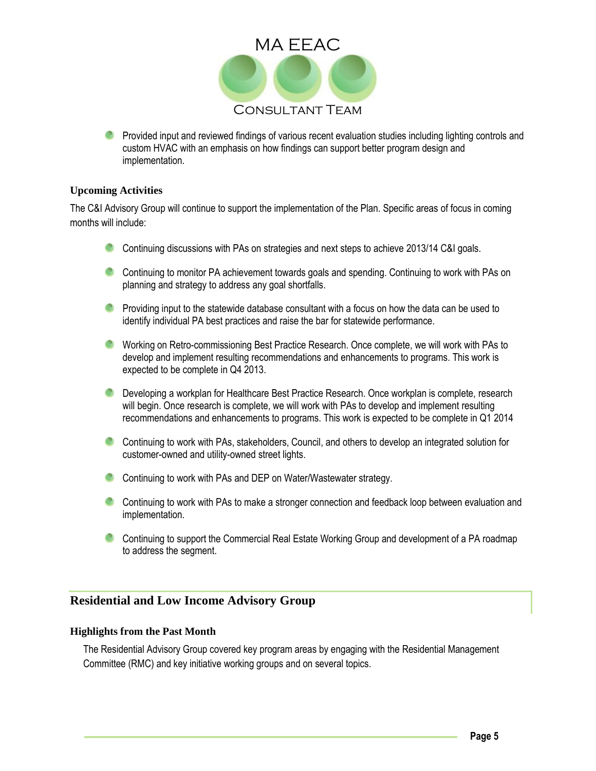- Provided input and reviewed findings of various recent evaluation studies including lighting controls and custom HVAC with an emphasis on how findings can support better program design and implementation.

### Upcoming Activities

The C&I Advisory Group will continue to support the implementation of the Plan. Specific areas of focus in coming months will include:

- Continuing discussions with PAs on strategies and next steps to achieve 2013/14 C&I goals.
- Continuing to monitor PA achievement towards goals and spending. Continuing to work with PAs on planning and strategy to address any goal shortfalls.
- Providing input to the statewide database consultant with a focus on how the data can be used to identify individual PA best practices and raise the bar for statewide performance.
- Working on Retro-commissioning Best Practice Research. Once complete, we will work with PAs to develop and implement resulting recommendations and enhancements to programs. This work is expected to be complete in Q4 2013.
- Developing a workplan for Healthcare Best Practice Research. Once workplan is complete, research will begin. Once research is complete, we will work with PAs to develop and implement resulting recommendations and enhancements to programs. This work is expected to be complete in Q1 2014
- Continuing to work with PAs, stakeholders, Council, and others to develop an integrated solution for customer-owned and utility-owned street lights.
- Continuing to work with PAs and DEP on Water/Wastewater strategy.
- Continuing to work with PAs to make a stronger connection and feedback loop between evaluation and implementation.
- Continuing to support the Commercial Real Estate Working Group and development of a PA roadmap to address the segment.

## Residential and Low Income Advisory Group

### Highlights from the Past Month

The Residential Advisory Group covered key program areas by engaging with the Residential Management Committee (RMC) and key initiative working groups and on several topics.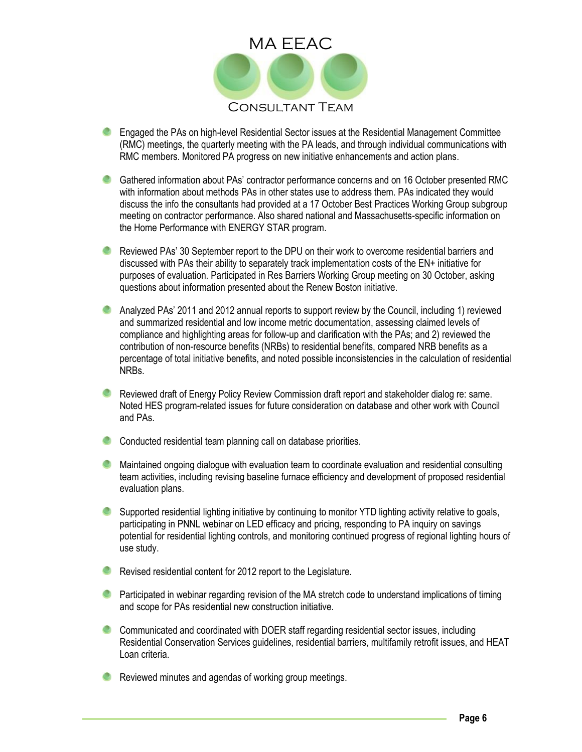- Engaged the PAs on high-level Residential Sector issues at the Residential Management Committee (RMC) meetings, the quarterly meeting with the PA leads, and through individual communications with RMC members. Monitored PA progress on new initiative enhancements and action plans.
- Gathered information about PAs' contractor performance concerns and on 16 October presented RMC with information about methods PAs in other states use to address them. PAs indicated they would discuss the info the consultants had provided at a 17 October Best Practices Working Group subgroup meeting on contractor performance. Also shared national and Massachusetts-specific information on the Home Performance with ENERGY STAR program.
- Reviewed PAs' 30 September report to the DPU on their work to overcome residential barriers and discussed with PAs their ability to separately track implementation costs of the EN+ initiative for purposes of evaluation. Participated in Res Barriers Working Group meeting on 30 October, asking questions about information presented about the Renew Boston initiative.
- Analyzed PAs' 2011 and 2012 annual reports to support review by the Council, including 1) reviewed and summarized residential and low income metric documentation, assessing claimed levels of compliance and highlighting areas for follow-up and clarification with the PAs; and 2) reviewed the contribution of non-resource benefits (NRBs) to residential benefits, compared NRB benefits as a percentage of total initiative benefits, and noted possible inconsistencies in the calculation of residential NRBs.
- Reviewed draft of Energy Policy Review Commission draft report and stakeholder dialog re: same. Noted HES program-related issues for future consideration on database and other work with Council and PAs.
- Conducted residential team planning call on database priorities.
- Maintained ongoing dialogue with evaluation team to coordinate evaluation and residential consulting team activities, including revising baseline furnace efficiency and development of proposed residential evaluation plans.
- Supported residential lighting initiative by continuing to monitor YTD lighting activity relative to goals, participating in PNNL webinar on LED efficacy and pricing, responding to PA inquiry on savings potential for residential lighting controls, and monitoring continued progress of regional lighting hours of use study.
- Revised residential content for 2012 report to the Legislature.
- Participated in webinar regarding revision of the MA stretch code to understand implications of timing and scope for PAs residential new construction initiative.
- Communicated and coordinated with DOER staff regarding residential sector issues, including Residential Conservation Services guidelines, residential barriers, multifamily retrofit issues, and HEAT Loan criteria.
- Reviewed minutes and agendas of working group meetings.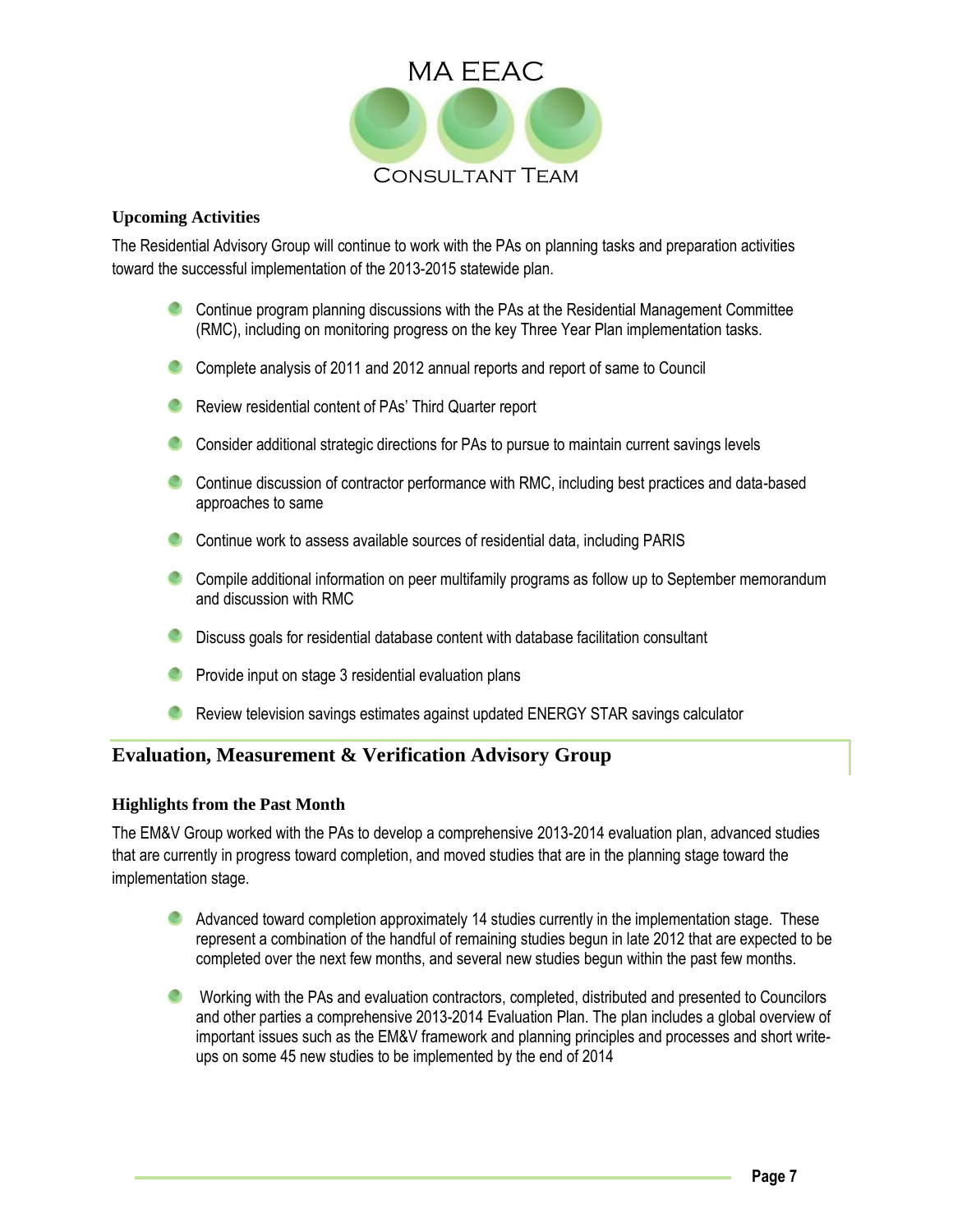### Upcoming Activities

The Residential Advisory Group will continue to work with the PAs on planning tasks and preparation activities toward the successful implementation of the 2013-2015 statewide plan.

- Continue program planning discussions with the PAs at the Residential Management Committee (RMC), including on monitoring progress on the key Three Year Plan implementation tasks.
- Complete analysis of 2011 and 2012 annual reports and report of same to Council
- Review residential content of PAs' Third Quarter report
- Consider additional strategic directions for PAs to pursue to maintain current savings levels
- Continue discussion of contractor performance with RMC, including best practices and data-based approaches to same
- Continue work to assess available sources of residential data, including PARIS
- Compile additional information on peer multifamily programs as follow up to September memorandum and discussion with RMC
- Discuss goals for residential database content with database facilitation consultant
- Provide input on stage 3 residential evaluation plans
- Review television savings estimates against updated ENERGY STAR savings calculator

## Evaluation, Measurement & Verification Advisory Group

### Highlights from the Past Month

The EM&V Group worked with the PAs to develop a comprehensive 2013-2014 evaluation plan, advanced studies that are currently in progress toward completion, and moved studies that are in the planning stage toward the implementation stage.

- Advanced toward completion approximately 14 studies currently in the implementation stage. These represent a combination of the handful of remaining studies begun in late 2012 that are expected to be completed over the next few months, and several new studies begun within the past few months.
- Working with the PAs and evaluation contractors, completed, distributed and presented to Councilors and other parties a comprehensive 2013-2014 Evaluation Plan. The plan includes a global overview of important issues such as the EM&V framework and planning principles and processes and short write-ups on some 45 new studies to be implemented by the end of 2014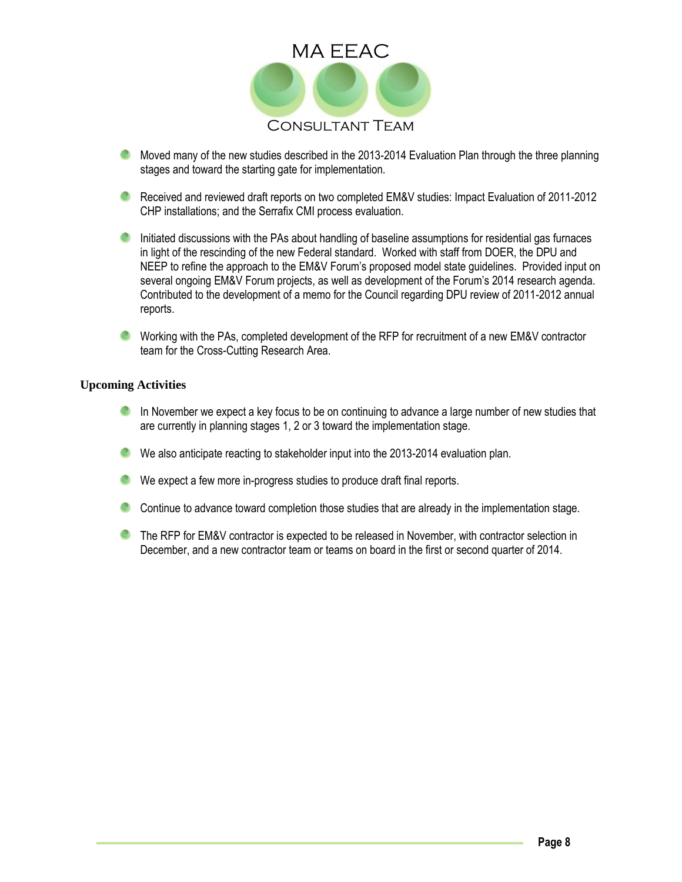- Moved many of the new studies described in the 2013-2014 Evaluation Plan through the three planning stages and toward the starting gate for implementation.
- Received and reviewed draft reports on two completed EM&V studies: Impact Evaluation of 2011-2012 CHP installations; and the Serrafix CMI process evaluation.
- Initiated discussions with the PAs about handling of baseline assumptions for residential gas furnaces in light of the rescinding of the new Federal standard. Worked with staff from DOER, the DPU and NEEP to refine the approach to the EM&V Forum's proposed model state guidelines. Provided input on several ongoing EM&V Forum projects, as well as development of the Forum's 2014 research agenda. Contributed to the development of a memo for the Council regarding DPU review of 2011-2012 annual reports.
- Working with the PAs, completed development of the RFP for recruitment of a new EM&V contractor team for the Cross-Cutting Research Area.

**Upcoming Activities**

- In November we expect a key focus to be on continuing to advance a large number of new studies that are currently in planning stages 1, 2 or 3 toward the implementation stage.
- We also anticipate reacting to stakeholder input into the 2013-2014 evaluation plan.
- We expect a few more in-progress studies to produce draft final reports.
- Continue to advance toward completion those studies that are already in the implementation stage.
- The RFP for EM&V contractor is expected to be released in November, with contractor selection in December, and a new contractor team or teams on board in the first or second quarter of 2014.